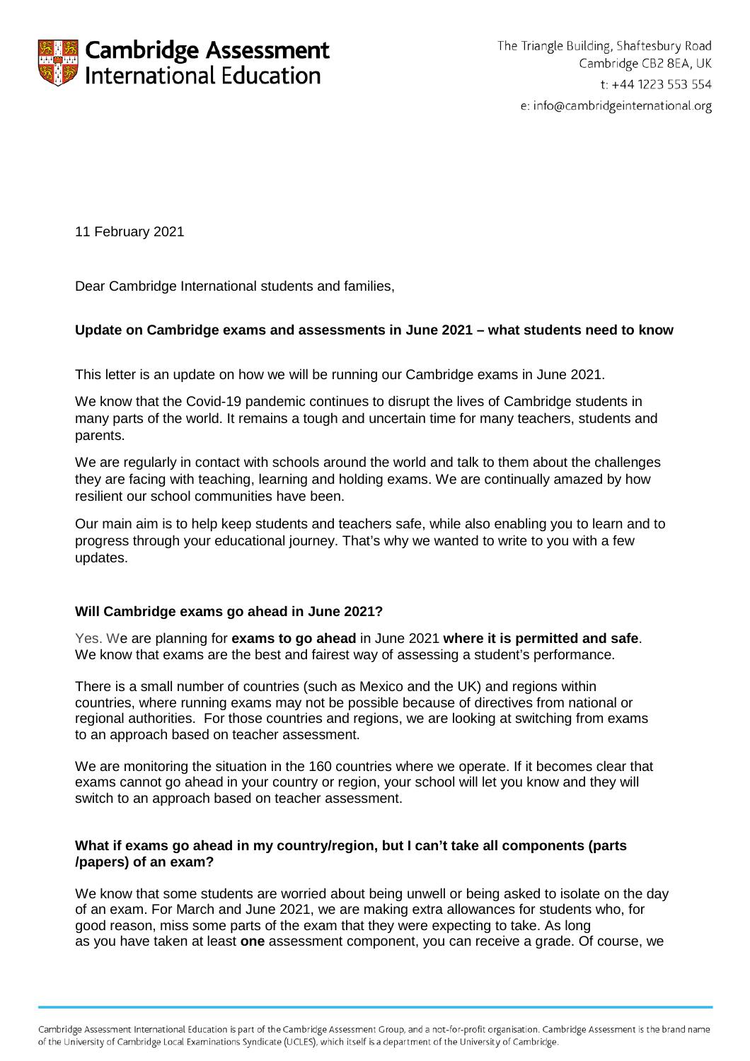# Cambridge Assessment International Education

The Triangle Building, Shaftesbury Road
Cambridge CB2 8EA, UK
t: +44 1223 553 554
e: info@cambridgeinternational.org

11 February 2021

Dear Cambridge International students and families,

**Update on Cambridge exams and assessments in June 2021 – what students need to know**

This letter is an update on how we will be running our Cambridge exams in June 2021.

We know that the Covid-19 pandemic continues to disrupt the lives of Cambridge students in many parts of the world. It remains a tough and uncertain time for many teachers, students and parents.

We are regularly in contact with schools around the world and talk to them about the challenges they are facing with teaching, learning and holding exams. We are continually amazed by how resilient our school communities have been.

Our main aim is to help keep students and teachers safe, while also enabling you to learn and to progress through your educational journey. That's why we wanted to write to you with a few updates.

### Will Cambridge exams go ahead in June 2021?

Yes. We are planning for **exams to go ahead** in June 2021 **where it is permitted and safe**. We know that exams are the best and fairest way of assessing a student's performance.

There is a small number of countries (such as Mexico and the UK) and regions within countries, where running exams may not be possible because of directives from national or regional authorities. For those countries and regions, we are looking at switching from exams to an approach based on teacher assessment.

We are monitoring the situation in the 160 countries where we operate. If it becomes clear that exams cannot go ahead in your country or region, your school will let you know and they will switch to an approach based on teacher assessment.

### What if exams go ahead in my country/region, but I can't take all components (parts /papers) of an exam?

We know that some students are worried about being unwell or being asked to isolate on the day of an exam. For March and June 2021, we are making extra allowances for students who, for good reason, miss some parts of the exam that they were expecting to take. As long as you have taken at least **one** assessment component, you can receive a grade. Of course, we

Cambridge Assessment International Education is part of the Cambridge Assessment Group, and a not-for-profit organisation. Cambridge Assessment is the brand name of the University of Cambridge Local Examinations Syndicate (UCLES), which itself is a department of the University of Cambridge.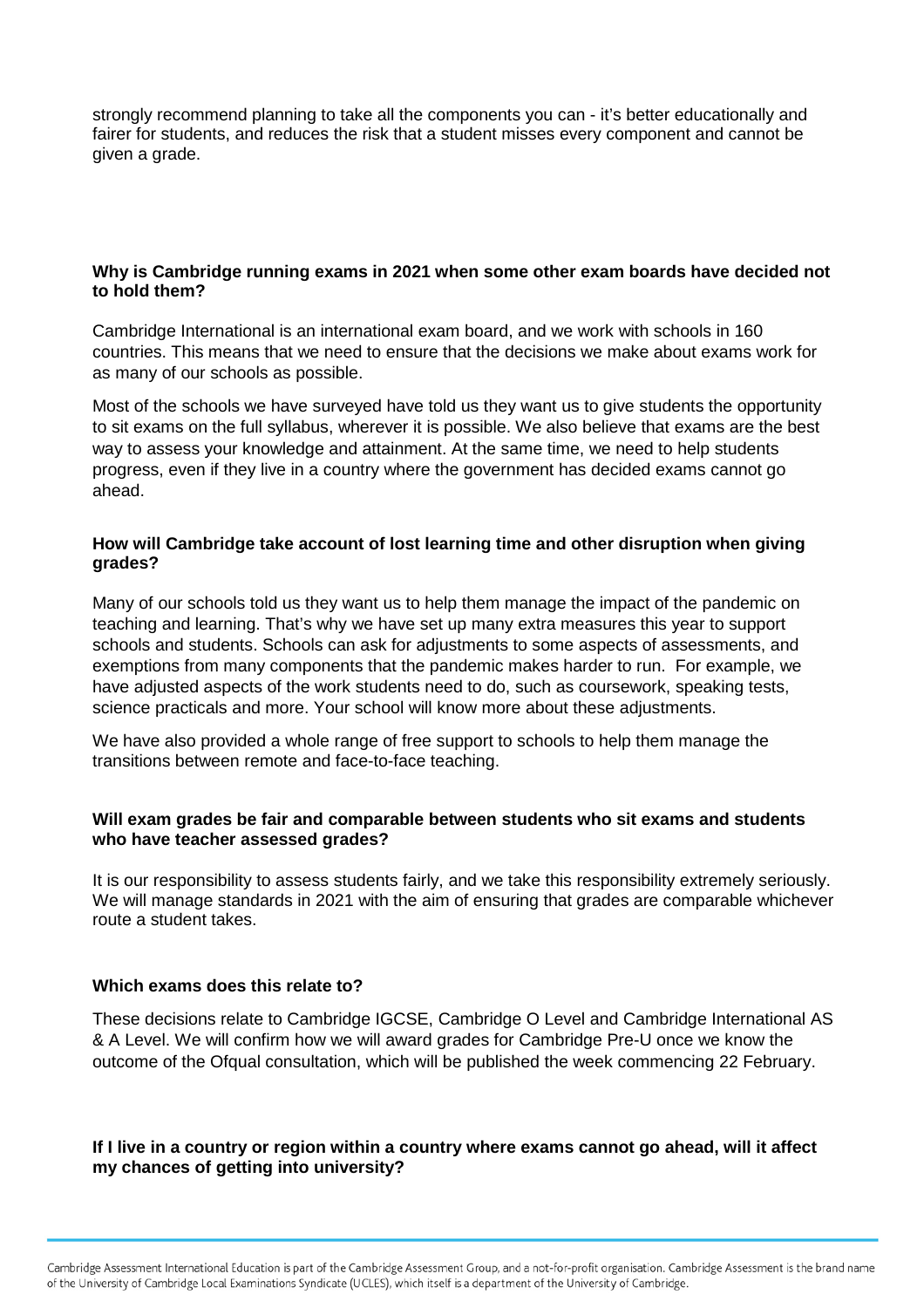strongly recommend planning to take all the components you can - it's better educationally and fairer for students, and reduces the risk that a student misses every component and cannot be given a grade.

**Why is Cambridge running exams in 2021 when some other exam boards have decided not to hold them?**

Cambridge International is an international exam board, and we work with schools in 160 countries. This means that we need to ensure that the decisions we make about exams work for as many of our schools as possible.

Most of the schools we have surveyed have told us they want us to give students the opportunity to sit exams on the full syllabus, wherever it is possible. We also believe that exams are the best way to assess your knowledge and attainment. At the same time, we need to help students progress, even if they live in a country where the government has decided exams cannot go ahead.

**How will Cambridge take account of lost learning time and other disruption when giving grades?**

Many of our schools told us they want us to help them manage the impact of the pandemic on teaching and learning. That's why we have set up many extra measures this year to support schools and students. Schools can ask for adjustments to some aspects of assessments, and exemptions from many components that the pandemic makes harder to run. For example, we have adjusted aspects of the work students need to do, such as coursework, speaking tests, science practicals and more. Your school will know more about these adjustments.

We have also provided a whole range of free support to schools to help them manage the transitions between remote and face-to-face teaching.

**Will exam grades be fair and comparable between students who sit exams and students who have teacher assessed grades?**

It is our responsibility to assess students fairly, and we take this responsibility extremely seriously. We will manage standards in 2021 with the aim of ensuring that grades are comparable whichever route a student takes.

**Which exams does this relate to?**

These decisions relate to Cambridge IGCSE, Cambridge O Level and Cambridge International AS & A Level. We will confirm how we will award grades for Cambridge Pre-U once we know the outcome of the Ofqual consultation, which will be published the week commencing 22 February.

**If I live in a country or region within a country where exams cannot go ahead, will it affect my chances of getting into university?**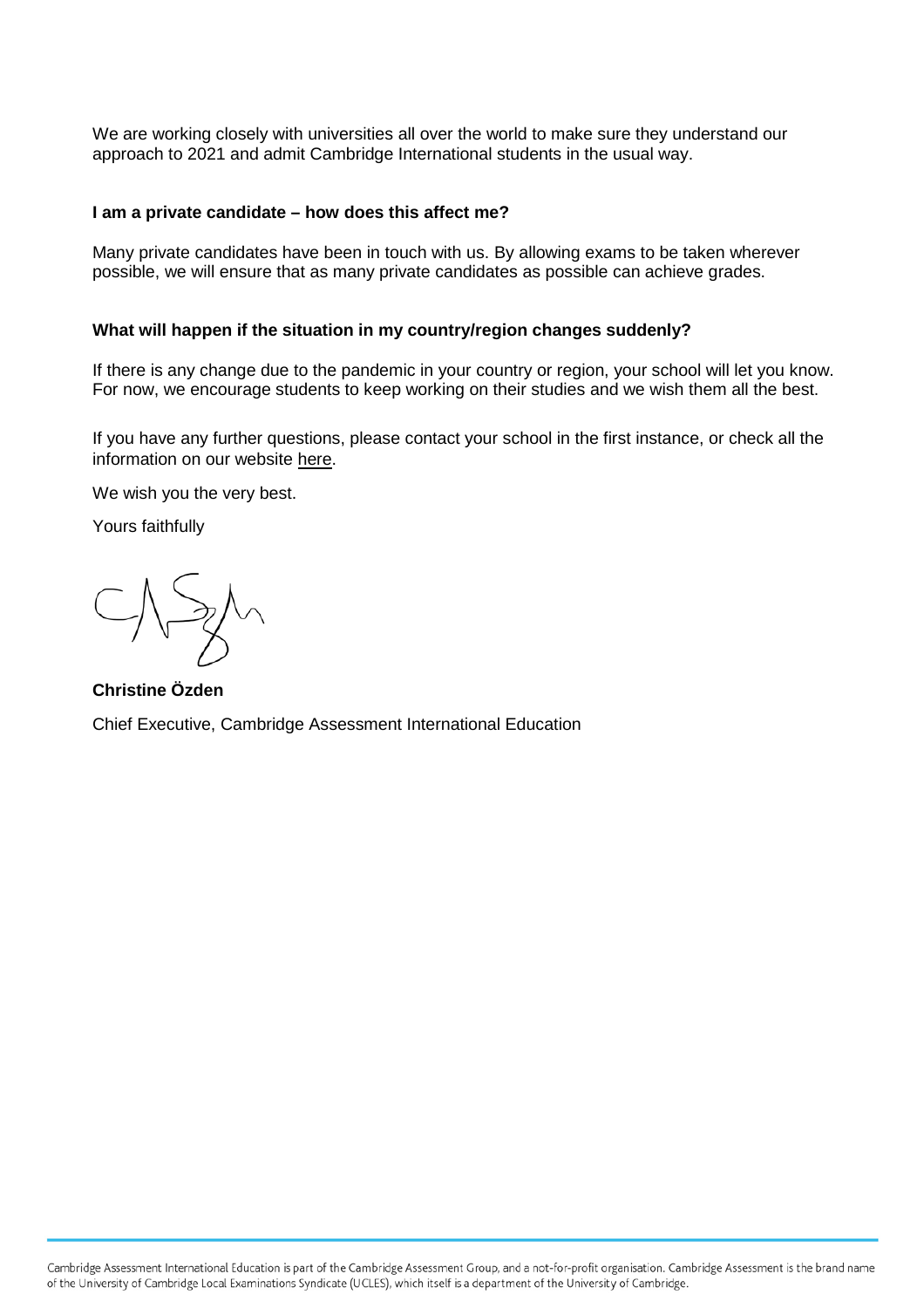We are working closely with universities all over the world to make sure they understand our approach to 2021 and admit Cambridge International students in the usual way.

**I am a private candidate – how does this affect me?**

Many private candidates have been in touch with us. By allowing exams to be taken wherever possible, we will ensure that as many private candidates as possible can achieve grades.

**What will happen if the situation in my country/region changes suddenly?**

If there is any change due to the pandemic in your country or region, your school will let you know. For now, we encourage students to keep working on their studies and we wish them all the best.

If you have any further questions, please contact your school in the first instance, or check all the information on our website here.

We wish you the very best.

Yours faithfully

**Christine Özden**

Chief Executive, Cambridge Assessment International Education

Cambridge Assessment International Education is part of the Cambridge Assessment Group, and a not-for-profit organisation. Cambridge Assessment is the brand name of the University of Cambridge Local Examinations Syndicate (UCLES), which itself is a department of the University of Cambridge.